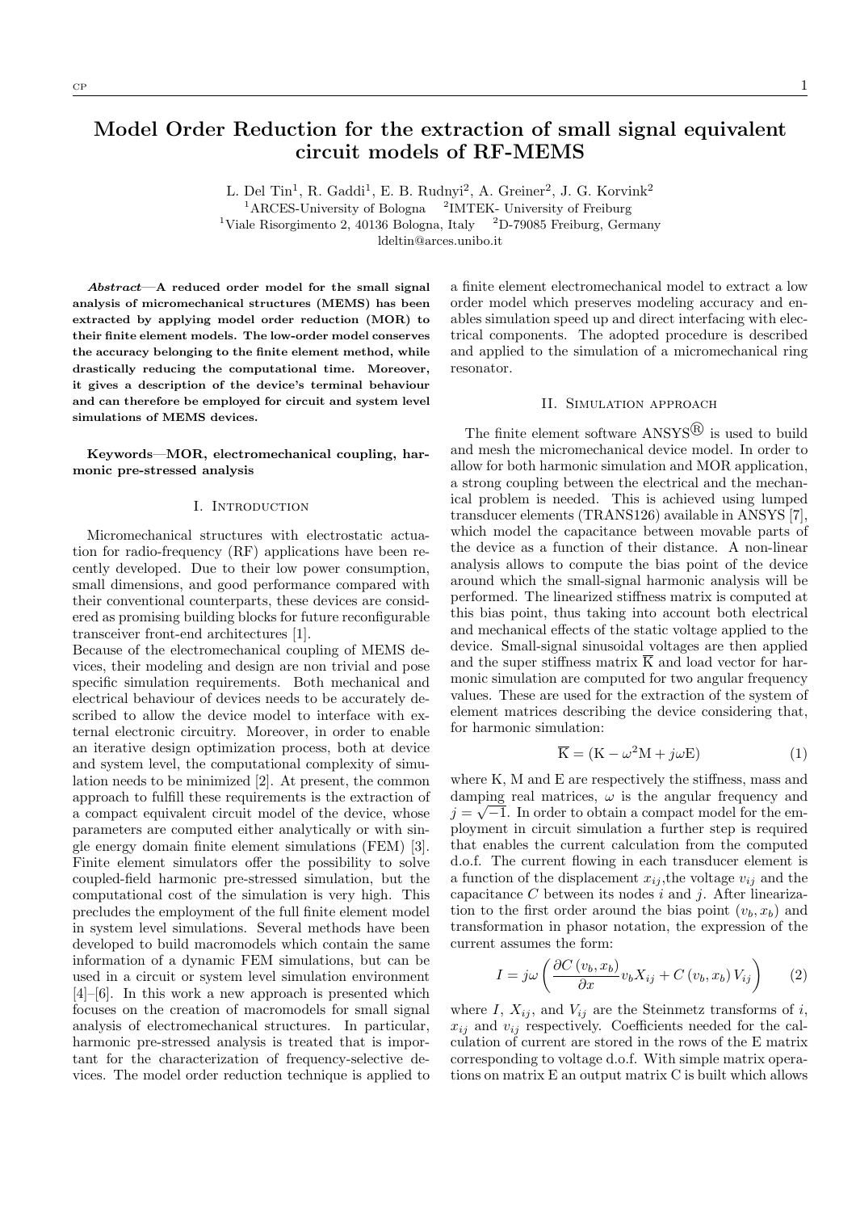# Model Order Reduction for the extraction of small signal equivalent circuit models of RF-MEMS

L. Del Tin[1], R. Gaddi[1], E. B. Rudnyi[2], A. Greiner[2], J. G. Korvink[2]

[1]ARCES-University of Bologna [2]IMTEK- University of Freiburg

[1]Viale Risorgimento 2, 40136 Bologna, Italy [2]D-79085 Freiburg, Germany

ldeltin@arces.unibo.it

***Abstract*—A reduced order model for the small signal analysis of micromechanical structures (MEMS) has been extracted by applying model order reduction (MOR) to their finite element models. The low-order model conserves the accuracy belonging to the finite element method, while drastically reducing the computational time. Moreover, it gives a description of the device's terminal behaviour and can therefore be employed for circuit and system level simulations of MEMS devices.**

**Keywords—MOR, electromechanical coupling, harmonic pre-stressed analysis**

## I. Introduction

Micromechanical structures with electrostatic actuation for radio-frequency (RF) applications have been recently developed. Due to their low power consumption, small dimensions, and good performance compared with their conventional counterparts, these devices are considered as promising building blocks for future reconfigurable transceiver front-end architectures [1].

Because of the electromechanical coupling of MEMS devices, their modeling and design are non trivial and pose specific simulation requirements. Both mechanical and electrical behaviour of devices needs to be accurately described to allow the device model to interface with external electronic circuitry. Moreover, in order to enable an iterative design optimization process, both at device and system level, the computational complexity of simulation needs to be minimized [2]. At present, the common approach to fulfill these requirements is the extraction of a compact equivalent circuit model of the device, whose parameters are computed either analytically or with single energy domain finite element simulations (FEM) [3]. Finite element simulators offer the possibility to solve coupled-field harmonic pre-stressed simulation, but the computational cost of the simulation is very high. This precludes the employment of the full finite element model in system level simulations. Several methods have been developed to build macromodels which contain the same information of a dynamic FEM simulations, but can be used in a circuit or system level simulation environment [4]–[6]. In this work a new approach is presented which focuses on the creation of macromodels for small signal analysis of electromechanical structures. In particular, harmonic pre-stressed analysis is treated that is important for the characterization of frequency-selective devices. The model order reduction technique is applied to a finite element electromechanical model to extract a low order model which preserves modeling accuracy and enables simulation speed up and direct interfacing with electrical components. The adopted procedure is described and applied to the simulation of a micromechanical ring resonator.

## II. Simulation approach

The finite element software ANSYS® is used to build and mesh the micromechanical device model. In order to allow for both harmonic simulation and MOR application, a strong coupling between the electrical and the mechanical problem is needed. This is achieved using lumped transducer elements (TRANS126) available in ANSYS [7], which model the capacitance between movable parts of the device as a function of their distance. A non-linear analysis allows to compute the bias point of the device around which the small-signal harmonic analysis will be performed. The linearized stiffness matrix is computed at this bias point, thus taking into account both electrical and mechanical effects of the static voltage applied to the device. Small-signal sinusoidal voltages are then applied and the super stiffness matrix $\overline{\mathrm{K}}$ and load vector for harmonic simulation are computed for two angular frequency values. These are used for the extraction of the system of element matrices describing the device considering that, for harmonic simulation:

$$\overline{\mathrm{K}} = (\mathrm{K} - \omega^2 \mathrm{M} + j\omega \mathrm{E}) \tag{1}$$

where K, M and E are respectively the stiffness, mass and damping real matrices, $\omega$ is the angular frequency and $j = \sqrt{-1}$. In order to obtain a compact model for the employment in circuit simulation a further step is required that enables the current calculation from the computed d.o.f. The current flowing in each transducer element is a function of the displacement $x_{ij}$,the voltage $v_{ij}$ and the capacitance $C$ between its nodes $i$ and $j$. After linearization to the first order around the bias point $(v_b, x_b)$ and transformation in phasor notation, the expression of the current assumes the form:

$$I = j\omega \left( \frac{\partial C\,(v_b, x_b)}{\partial x} v_b X_{ij} + C\,(v_b, x_b)\, V_{ij} \right) \tag{2}$$

where $I$, $X_{ij}$, and $V_{ij}$ are the Steinmetz transforms of $i$, $x_{ij}$ and $v_{ij}$ respectively. Coefficients needed for the calculation of current are stored in the rows of the E matrix corresponding to voltage d.o.f. With simple matrix operations on matrix E an output matrix C is built which allows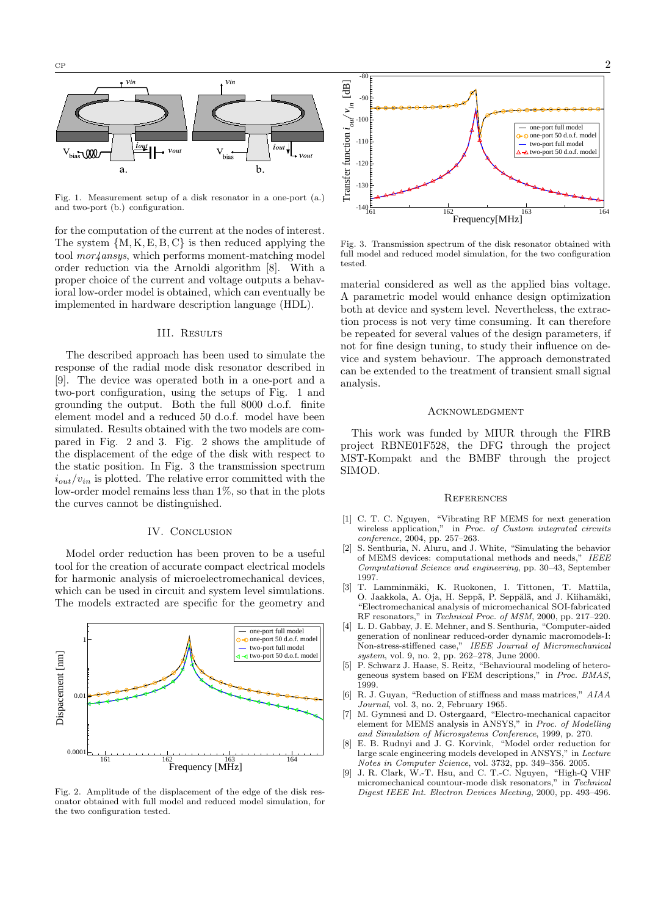$V_{in}$

$V_{in}$

$V_{bias}$ $i_{out}$ $V_{out}$

$V_{bias}$ $i_{out}$ $V_{out}$

a.

b.

Fig. 1. Measurement setup of a disk resonator in a one-port (a.) and two-port (b.) configuration.

for the computation of the current at the nodes of interest. The system {M, K, E, B, C} is then reduced applying the tool *mor4ansys*, which performs moment-matching model order reduction via the Arnoldi algorithm [8]. With a proper choice of the current and voltage outputs a behavioral low-order model is obtained, which can eventually be implemented in hardware description language (HDL).

## III. Results

The described approach has been used to simulate the response of the radial mode disk resonator described in [9]. The device was operated both in a one-port and a two-port configuration, using the setups of Fig. 1 and grounding the output. Both the full 8000 d.o.f. finite element model and a reduced 50 d.o.f. model have been simulated. Results obtained with the two models are compared in Fig. 2 and 3. Fig. 2 shows the amplitude of the displacement of the edge of the disk with respect to the static position. In Fig. 3 the transmission spectrum $i_{out}/v_{in}$ is plotted. The relative error committed with the low-order model remains less than 1%, so that in the plots the curves cannot be distinguished.

## IV. Conclusion

Model order reduction has been proven to be a useful tool for the creation of accurate compact electrical models for harmonic analysis of microelectromechanical devices, which can be used in circuit and system level simulations. The models extracted are specific for the geometry and material considered as well as the applied bias voltage. A parametric model would enhance design optimization both at device and system level. Nevertheless, the extraction process is not very time consuming. It can therefore be repeated for several values of the design parameters, if not for fine design tuning, to study their influence on device and system behaviour. The approach demonstrated can be extended to the treatment of transient small signal analysis.

Dispacement [nm]

1

0.01

0.0001

161

162

163

164

Frequency [MHz]

one-port full model

one-port 50 d.o.f. model

two-port full model

two-port 50 d.o.f. model

Fig. 2. Amplitude of the displacement of the edge of the disk resonator obtained with full model and reduced model simulation, for the two configuration tested.

Transfer function $i_{out}/v_{in}$ [dB]

-80

-90

-100

-110

-120

-130

-140

161

162

163

164

Frequency[MHz]

one-port full model

one-port 50 d.o.f. model

two-port full model

two-port 50 d.o.f. model

Fig. 3. Transmission spectrum of the disk resonator obtained with full model and reduced model simulation, for the two configuration tested.

## Acknowledgment

This work was funded by MIUR through the FIRB project RBNE01F528, the DFG through the project MST-Kompakt and the BMBF through the project SIMOD.

## References

[1] C. T. C. Nguyen, "Vibrating RF MEMS for next generation wireless application," in *Proc. of Custom integrated circuits conference*, 2004, pp. 257–263.

[2] S. Senthuria, N. Aluru, and J. White, "Simulating the behavior of MEMS devices: computational methods and needs," *IEEE Computational Science and engineering*, pp. 30–43, September 1997.

[3] T. Lamminmäki, K. Ruokonen, I. Tittonen, T. Mattila, O. Jaakkola, A. Oja, H. Seppä, P. Seppälä, and J. Kiihamäki, "Electromechanical analysis of micromechanical SOI-fabricated RF resonators," in *Technical Proc. of MSM*, 2000, pp. 217–220.

[4] L. D. Gabbay, J. E. Mehner, and S. Senthuria, "Computer-aided generation of nonlinear reduced-order dynamic macromodels-I: Non-stress-stiffened case," *IEEE Journal of Micromechanical system*, vol. 9, no. 2, pp. 262–278, June 2000.

[5] P. Schwarz J. Haase, S. Reitz, "Behavioural modeling of heterogeneous system based on FEM descriptions," in *Proc. BMAS*, 1999.

[6] R. J. Guyan, "Reduction of stiffness and mass matrices," *AIAA Journal*, vol. 3, no. 2, February 1965.

[7] M. Gymnesi and D. Ostergaard, "Electro-mechanical capacitor element for MEMS analysis in ANSYS," in *Proc. of Modelling and Simulation of Microsystems Conference*, 1999, p. 270.

[8] E. B. Rudnyi and J. G. Korvink, "Model order reduction for large scale engineering models developed in ANSYS," in *Lecture Notes in Computer Science*, vol. 3732, pp. 349–356. 2005.

[9] J. R. Clark, W.-T. Hsu, and C. T.-C. Nguyen, "High-Q VHF micromechanical countour-mode disk resonators," in *Technical Digest IEEE Int. Electron Devices Meeting*, 2000, pp. 493–496.